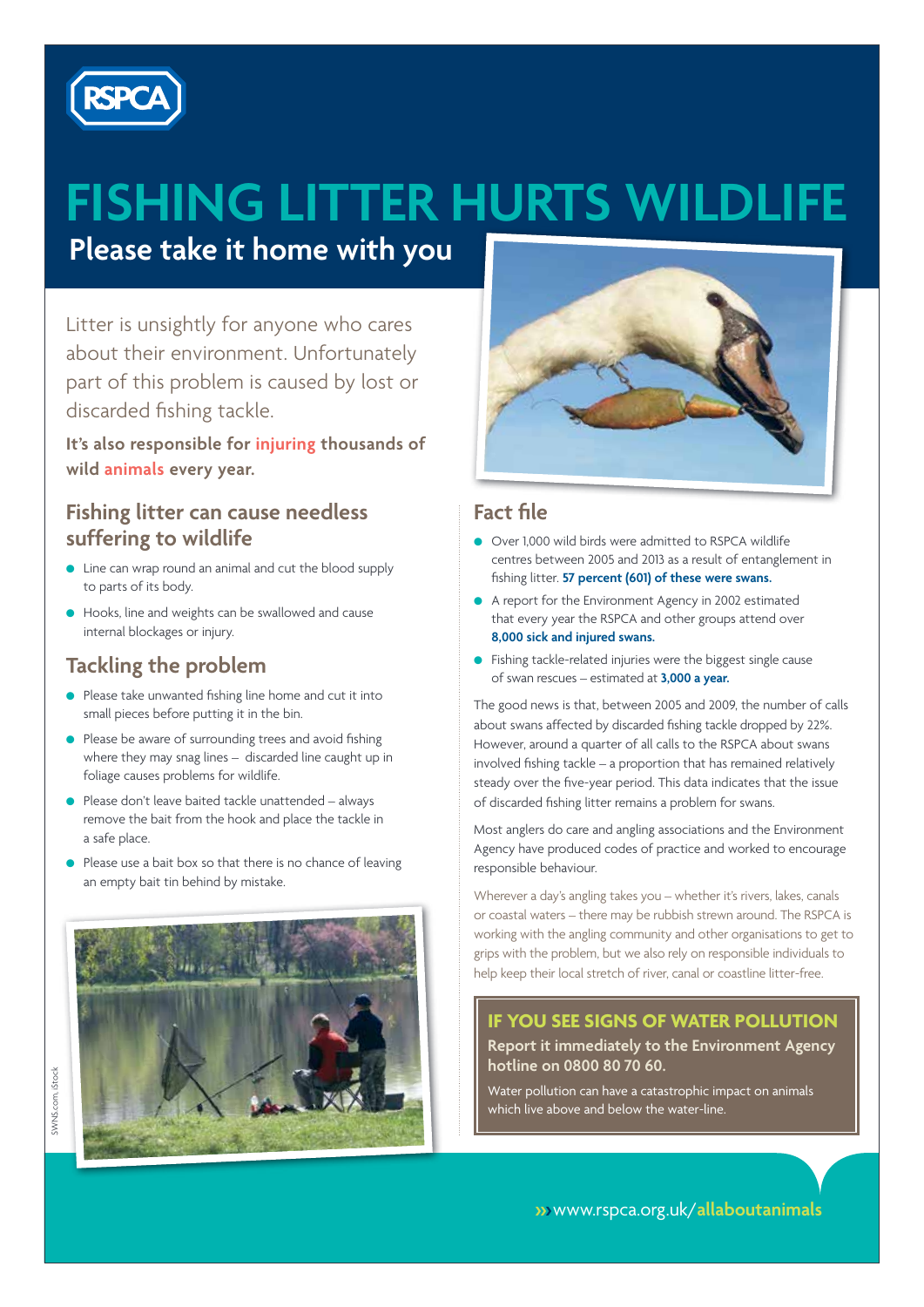RSPCA

# FISHING LITTER HURTS WILDLIFE

## Please take it home with you

Litter is unsightly for anyone who cares about their environment. Unfortunately part of this problem is caused by lost or discarded fishing tackle.

**It's also responsible for injuring thousands of wild animals every year.**

### Fishing litter can cause needless suffering to wildlife

- Line can wrap round an animal and cut the blood supply to parts of its body.
- Hooks, line and weights can be swallowed and cause internal blockages or injury.

### Tackling the problem

- Please take unwanted fishing line home and cut it into small pieces before putting it in the bin.
- Please be aware of surrounding trees and avoid fishing where they may snag lines – discarded line caught up in foliage causes problems for wildlife.
- Please don't leave baited tackle unattended – always remove the bait from the hook and place the tackle in a safe place.
- Please use a bait box so that there is no chance of leaving an empty bait tin behind by mistake.

SWNS.com, iStock

### Fact file

- Over 1,000 wild birds were admitted to RSPCA wildlife centres between 2005 and 2013 as a result of entanglement in fishing litter. **57 percent (601) of these were swans.**
- A report for the Environment Agency in 2002 estimated that every year the RSPCA and other groups attend over **8,000 sick and injured swans.**
- Fishing tackle-related injuries were the biggest single cause of swan rescues – estimated at **3,000 a year.**

The good news is that, between 2005 and 2009, the number of calls about swans affected by discarded fishing tackle dropped by 22%. However, around a quarter of all calls to the RSPCA about swans involved fishing tackle – a proportion that has remained relatively steady over the five-year period. This data indicates that the issue of discarded fishing litter remains a problem for swans.

Most anglers do care and angling associations and the Environment Agency have produced codes of practice and worked to encourage responsible behaviour.

Wherever a day's angling takes you – whether it's rivers, lakes, canals or coastal waters – there may be rubbish strewn around. The RSPCA is working with the angling community and other organisations to get to grips with the problem, but we also rely on responsible individuals to help keep their local stretch of river, canal or coastline litter-free.

### IF YOU SEE SIGNS OF WATER POLLUTION

**Report it immediately to the Environment Agency hotline on 0800 80 70 60.**

Water pollution can have a catastrophic impact on animals which live above and below the water-line.

www.rspca.org.uk/**allaboutanimals**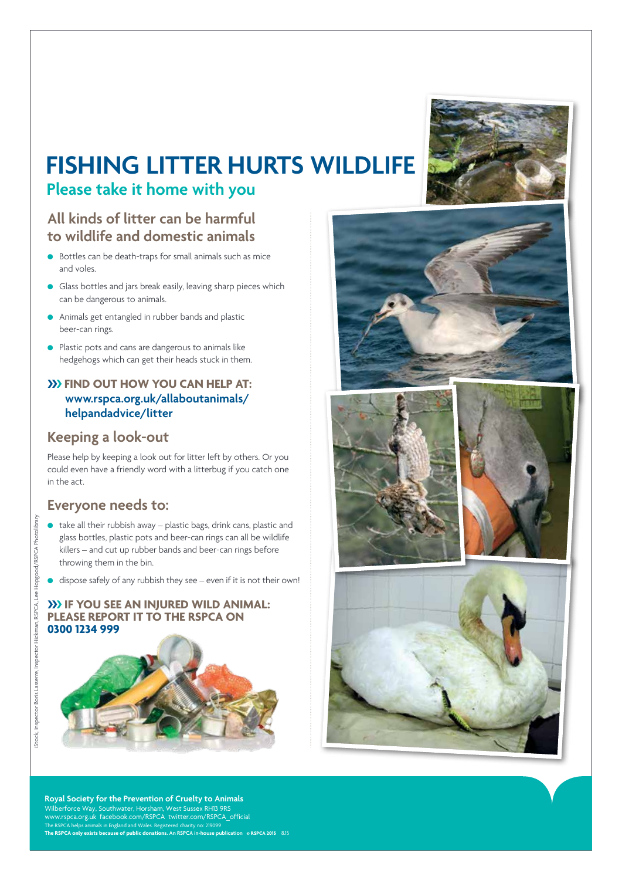# FISHING LITTER HURTS WILDLIFE

## Please take it home with you

### All kinds of litter can be harmful to wildlife and domestic animals

- Bottles can be death-traps for small animals such as mice and voles.
- Glass bottles and jars break easily, leaving sharp pieces which can be dangerous to animals.
- Animals get entangled in rubber bands and plastic beer-can rings.
- Plastic pots and cans are dangerous to animals like hedgehogs which can get their heads stuck in them.

**››› FIND OUT HOW YOU CAN HELP AT: www.rspca.org.uk/allaboutanimals/helpandadvice/litter**

### Keeping a look-out

Please help by keeping a look out for litter left by others. Or you could even have a friendly word with a litterbug if you catch one in the act.

### Everyone needs to:

- take all their rubbish away – plastic bags, drink cans, plastic and glass bottles, plastic pots and beer-can rings can all be wildlife killers – and cut up rubber bands and beer-can rings before throwing them in the bin.
- dispose safely of any rubbish they see – even if it is not their own!

**››› IF YOU SEE AN INJURED WILD ANIMAL: PLEASE REPORT IT TO THE RSPCA ON 0300 1234 999**

iStock, Inspector Boris Lasserre, Inspector Hickman, RSPCA, Lee Hopgood/RSPCA Photolibrary

**Royal Society for the Prevention of Cruelty to Animals**
Wilberforce Way, Southwater, Horsham, West Sussex RH13 9RS
www.rspca.org.uk facebook.com/RSPCA twitter.com/RSPCA_official
The RSPCA helps animals in England and Wales. Registered charity no: 219099
**The RSPCA only exists because of public donations. An RSPCA in-house publication © RSPCA 2015** 8.15